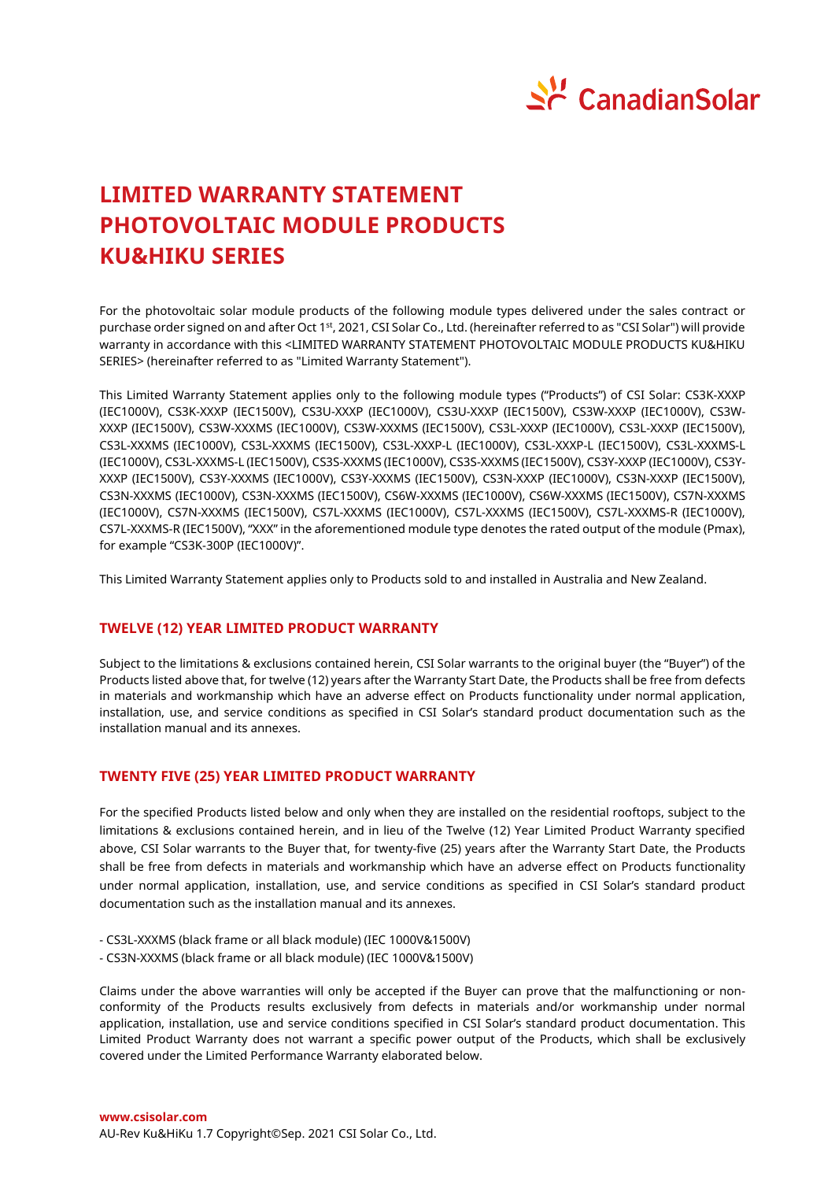# LIMITED WARRANTY STATEMENT
# PHOTOVOLTAIC MODULE PRODUCTS
# KU&HIKU SERIES

For the photovoltaic solar module products of the following module types delivered under the sales contract or purchase order signed on and after Oct 1st, 2021, CSI Solar Co., Ltd. (hereinafter referred to as "CSI Solar") will provide warranty in accordance with this <LIMITED WARRANTY STATEMENT PHOTOVOLTAIC MODULE PRODUCTS KU&HIKU SERIES> (hereinafter referred to as "Limited Warranty Statement").

This Limited Warranty Statement applies only to the following module types ("Products") of CSI Solar: CS3K-XXXP (IEC1000V), CS3K-XXXP (IEC1500V), CS3U-XXXP (IEC1000V), CS3U-XXXP (IEC1500V), CS3W-XXXP (IEC1000V), CS3W-XXXP (IEC1500V), CS3W-XXXMS (IEC1000V), CS3W-XXXMS (IEC1500V), CS3L-XXXP (IEC1000V), CS3L-XXXP (IEC1500V), CS3L-XXXMS (IEC1000V), CS3L-XXXMS (IEC1500V), CS3L-XXXP-L (IEC1000V), CS3L-XXXP-L (IEC1500V), CS3L-XXXMS-L (IEC1000V), CS3L-XXXMS-L (IEC1500V), CS3S-XXXMS (IEC1000V), CS3S-XXXMS (IEC1500V), CS3Y-XXXP (IEC1000V), CS3Y-XXXP (IEC1500V), CS3Y-XXXMS (IEC1000V), CS3Y-XXXMS (IEC1500V), CS3N-XXXP (IEC1000V), CS3N-XXXP (IEC1500V), CS3N-XXXMS (IEC1000V), CS3N-XXXMS (IEC1500V), CS6W-XXXMS (IEC1000V), CS6W-XXXMS (IEC1500V), CS7N-XXXMS (IEC1000V), CS7N-XXXMS (IEC1500V), CS7L-XXXMS (IEC1000V), CS7L-XXXMS (IEC1500V), CS7L-XXXMS-R (IEC1000V), CS7L-XXXMS-R (IEC1500V), "XXX" in the aforementioned module type denotes the rated output of the module (Pmax), for example "CS3K-300P (IEC1000V)".

This Limited Warranty Statement applies only to Products sold to and installed in Australia and New Zealand.

## TWELVE (12) YEAR LIMITED PRODUCT WARRANTY

Subject to the limitations & exclusions contained herein, CSI Solar warrants to the original buyer (the "Buyer") of the Products listed above that, for twelve (12) years after the Warranty Start Date, the Products shall be free from defects in materials and workmanship which have an adverse effect on Products functionality under normal application, installation, use, and service conditions as specified in CSI Solar's standard product documentation such as the installation manual and its annexes.

## TWENTY FIVE (25) YEAR LIMITED PRODUCT WARRANTY

For the specified Products listed below and only when they are installed on the residential rooftops, subject to the limitations & exclusions contained herein, and in lieu of the Twelve (12) Year Limited Product Warranty specified above, CSI Solar warrants to the Buyer that, for twenty-five (25) years after the Warranty Start Date, the Products shall be free from defects in materials and workmanship which have an adverse effect on Products functionality under normal application, installation, use, and service conditions as specified in CSI Solar's standard product documentation such as the installation manual and its annexes.

- CS3L-XXXMS (black frame or all black module) (IEC 1000V&1500V)
- CS3N-XXXMS (black frame or all black module) (IEC 1000V&1500V)

Claims under the above warranties will only be accepted if the Buyer can prove that the malfunctioning or non-conformity of the Products results exclusively from defects in materials and/or workmanship under normal application, installation, use and service conditions specified in CSI Solar's standard product documentation. This Limited Product Warranty does not warrant a specific power output of the Products, which shall be exclusively covered under the Limited Performance Warranty elaborated below.

www.csisolar.com
AU-Rev Ku&HiKu 1.7 Copyright©Sep. 2021 CSI Solar Co., Ltd.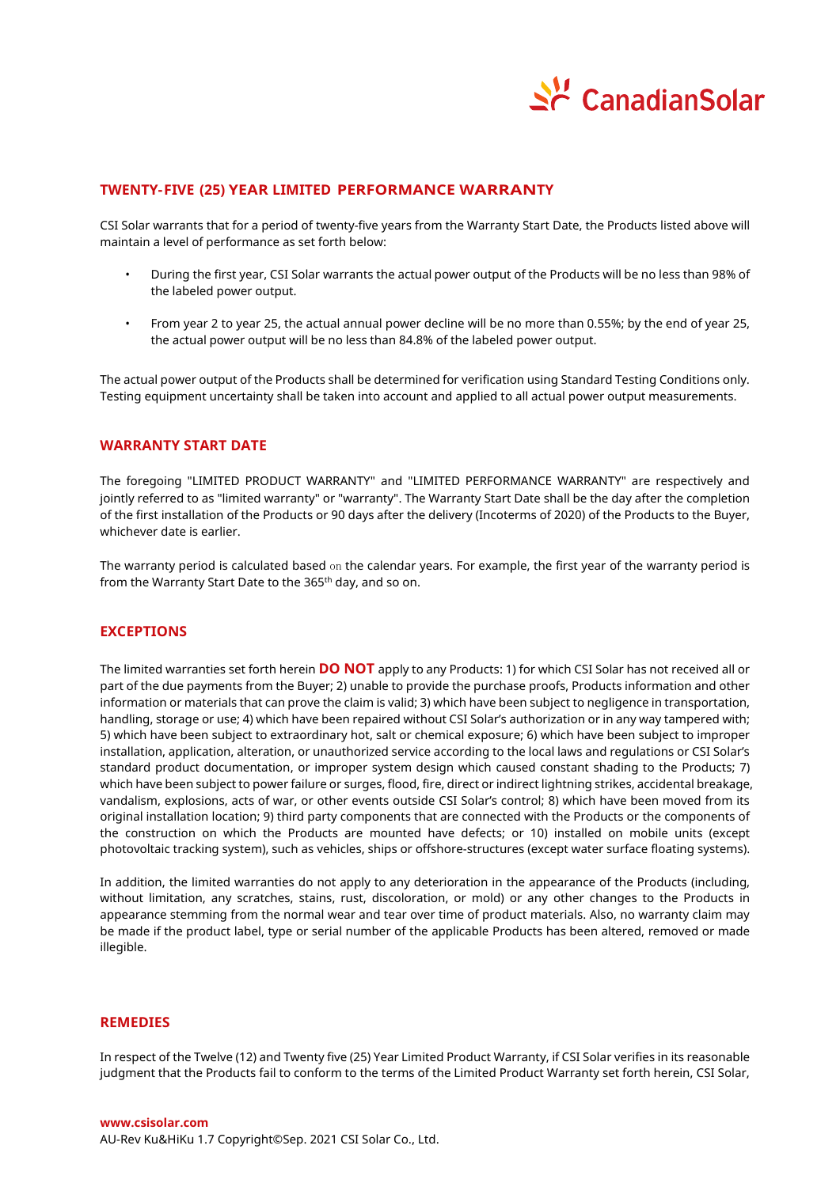## TWENTY-FIVE (25) YEAR LIMITED PERFORMANCE WARRANTY

CSI Solar warrants that for a period of twenty-five years from the Warranty Start Date, the Products listed above will maintain a level of performance as set forth below:

- During the first year, CSI Solar warrants the actual power output of the Products will be no less than 98% of the labeled power output.
- From year 2 to year 25, the actual annual power decline will be no more than 0.55%; by the end of year 25, the actual power output will be no less than 84.8% of the labeled power output.

The actual power output of the Products shall be determined for verification using Standard Testing Conditions only. Testing equipment uncertainty shall be taken into account and applied to all actual power output measurements.

## WARRANTY START DATE

The foregoing "LIMITED PRODUCT WARRANTY" and "LIMITED PERFORMANCE WARRANTY" are respectively and jointly referred to as "limited warranty" or "warranty". The Warranty Start Date shall be the day after the completion of the first installation of the Products or 90 days after the delivery (Incoterms of 2020) of the Products to the Buyer, whichever date is earlier.

The warranty period is calculated based on the calendar years. For example, the first year of the warranty period is from the Warranty Start Date to the 365th day, and so on.

## EXCEPTIONS

The limited warranties set forth herein **DO NOT** apply to any Products: 1) for which CSI Solar has not received all or part of the due payments from the Buyer; 2) unable to provide the purchase proofs, Products information and other information or materials that can prove the claim is valid; 3) which have been subject to negligence in transportation, handling, storage or use; 4) which have been repaired without CSI Solar's authorization or in any way tampered with; 5) which have been subject to extraordinary hot, salt or chemical exposure; 6) which have been subject to improper installation, application, alteration, or unauthorized service according to the local laws and regulations or CSI Solar's standard product documentation, or improper system design which caused constant shading to the Products; 7) which have been subject to power failure or surges, flood, fire, direct or indirect lightning strikes, accidental breakage, vandalism, explosions, acts of war, or other events outside CSI Solar's control; 8) which have been moved from its original installation location; 9) third party components that are connected with the Products or the components of the construction on which the Products are mounted have defects; or 10) installed on mobile units (except photovoltaic tracking system), such as vehicles, ships or offshore-structures (except water surface floating systems).

In addition, the limited warranties do not apply to any deterioration in the appearance of the Products (including, without limitation, any scratches, stains, rust, discoloration, or mold) or any other changes to the Products in appearance stemming from the normal wear and tear over time of product materials. Also, no warranty claim may be made if the product label, type or serial number of the applicable Products has been altered, removed or made illegible.

## REMEDIES

In respect of the Twelve (12) and Twenty five (25) Year Limited Product Warranty, if CSI Solar verifies in its reasonable judgment that the Products fail to conform to the terms of the Limited Product Warranty set forth herein, CSI Solar,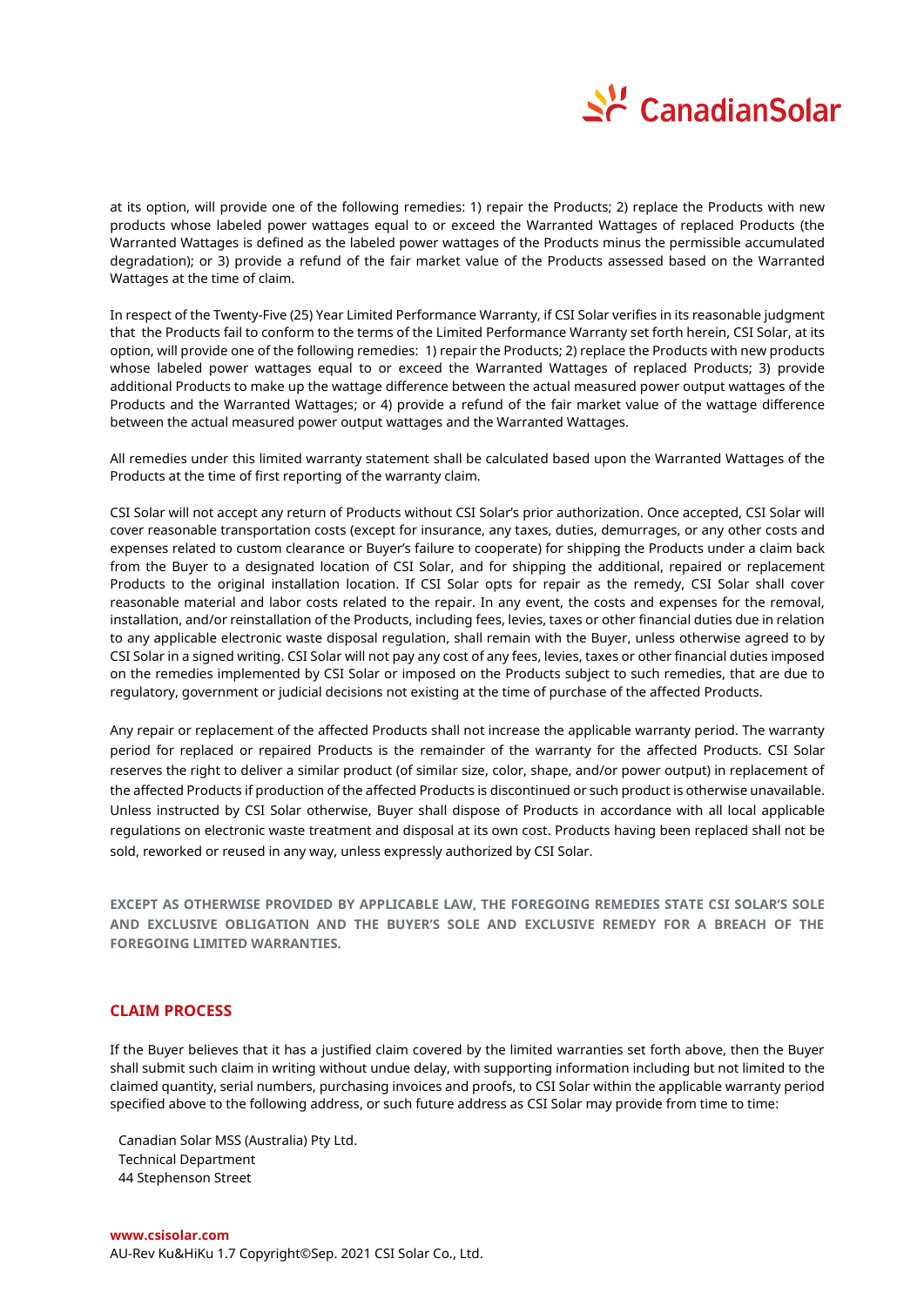at its option, will provide one of the following remedies: 1) repair the Products; 2) replace the Products with new products whose labeled power wattages equal to or exceed the Warranted Wattages of replaced Products (the Warranted Wattages is defined as the labeled power wattages of the Products minus the permissible accumulated degradation); or 3) provide a refund of the fair market value of the Products assessed based on the Warranted Wattages at the time of claim.

In respect of the Twenty-Five (25) Year Limited Performance Warranty, if CSI Solar verifies in its reasonable judgment that the Products fail to conform to the terms of the Limited Performance Warranty set forth herein, CSI Solar, at its option, will provide one of the following remedies: 1) repair the Products; 2) replace the Products with new products whose labeled power wattages equal to or exceed the Warranted Wattages of replaced Products; 3) provide additional Products to make up the wattage difference between the actual measured power output wattages of the Products and the Warranted Wattages; or 4) provide a refund of the fair market value of the wattage difference between the actual measured power output wattages and the Warranted Wattages.

All remedies under this limited warranty statement shall be calculated based upon the Warranted Wattages of the Products at the time of first reporting of the warranty claim.

CSI Solar will not accept any return of Products without CSI Solar's prior authorization. Once accepted, CSI Solar will cover reasonable transportation costs (except for insurance, any taxes, duties, demurrages, or any other costs and expenses related to custom clearance or Buyer's failure to cooperate) for shipping the Products under a claim back from the Buyer to a designated location of CSI Solar, and for shipping the additional, repaired or replacement Products to the original installation location. If CSI Solar opts for repair as the remedy, CSI Solar shall cover reasonable material and labor costs related to the repair. In any event, the costs and expenses for the removal, installation, and/or reinstallation of the Products, including fees, levies, taxes or other financial duties due in relation to any applicable electronic waste disposal regulation, shall remain with the Buyer, unless otherwise agreed to by CSI Solar in a signed writing. CSI Solar will not pay any cost of any fees, levies, taxes or other financial duties imposed on the remedies implemented by CSI Solar or imposed on the Products subject to such remedies, that are due to regulatory, government or judicial decisions not existing at the time of purchase of the affected Products.

Any repair or replacement of the affected Products shall not increase the applicable warranty period. The warranty period for replaced or repaired Products is the remainder of the warranty for the affected Products. CSI Solar reserves the right to deliver a similar product (of similar size, color, shape, and/or power output) in replacement of the affected Products if production of the affected Products is discontinued or such product is otherwise unavailable. Unless instructed by CSI Solar otherwise, Buyer shall dispose of Products in accordance with all local applicable regulations on electronic waste treatment and disposal at its own cost. Products having been replaced shall not be sold, reworked or reused in any way, unless expressly authorized by CSI Solar.

**EXCEPT AS OTHERWISE PROVIDED BY APPLICABLE LAW, THE FOREGOING REMEDIES STATE CSI SOLAR'S SOLE AND EXCLUSIVE OBLIGATION AND THE BUYER'S SOLE AND EXCLUSIVE REMEDY FOR A BREACH OF THE FOREGOING LIMITED WARRANTIES.**

## CLAIM PROCESS

If the Buyer believes that it has a justified claim covered by the limited warranties set forth above, then the Buyer shall submit such claim in writing without undue delay, with supporting information including but not limited to the claimed quantity, serial numbers, purchasing invoices and proofs, to CSI Solar within the applicable warranty period specified above to the following address, or such future address as CSI Solar may provide from time to time:

Canadian Solar MSS (Australia) Pty Ltd.
Technical Department
44 Stephenson Street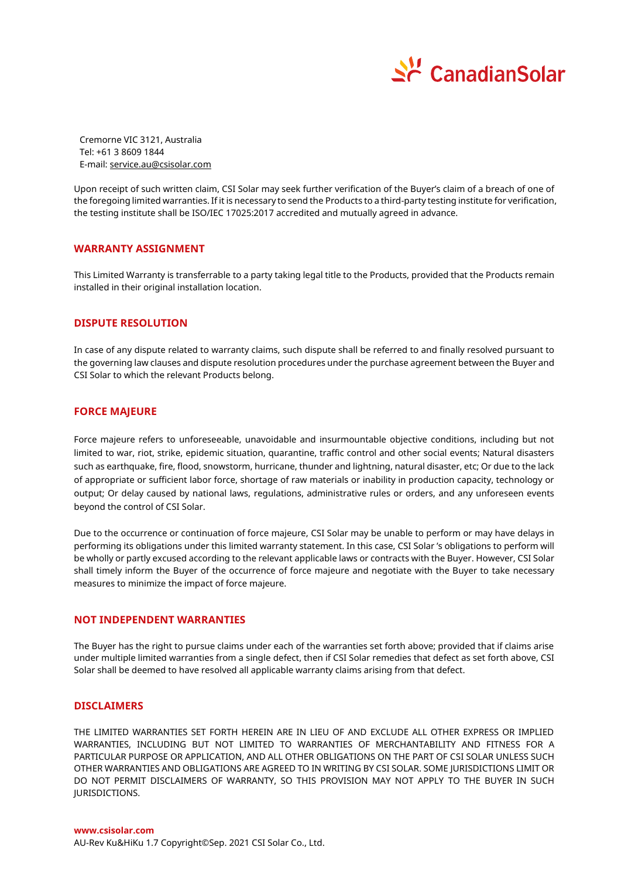Cremorne VIC 3121, Australia
Tel: +61 3 8609 1844
E-mail: service.au@csisolar.com

Upon receipt of such written claim, CSI Solar may seek further verification of the Buyer's claim of a breach of one of the foregoing limited warranties. If it is necessary to send the Products to a third-party testing institute for verification, the testing institute shall be ISO/IEC 17025:2017 accredited and mutually agreed in advance.

## WARRANTY ASSIGNMENT

This Limited Warranty is transferrable to a party taking legal title to the Products, provided that the Products remain installed in their original installation location.

## DISPUTE RESOLUTION

In case of any dispute related to warranty claims, such dispute shall be referred to and finally resolved pursuant to the governing law clauses and dispute resolution procedures under the purchase agreement between the Buyer and CSI Solar to which the relevant Products belong.

## FORCE MAJEURE

Force majeure refers to unforeseeable, unavoidable and insurmountable objective conditions, including but not limited to war, riot, strike, epidemic situation, quarantine, traffic control and other social events; Natural disasters such as earthquake, fire, flood, snowstorm, hurricane, thunder and lightning, natural disaster, etc; Or due to the lack of appropriate or sufficient labor force, shortage of raw materials or inability in production capacity, technology or output; Or delay caused by national laws, regulations, administrative rules or orders, and any unforeseen events beyond the control of CSI Solar.

Due to the occurrence or continuation of force majeure, CSI Solar may be unable to perform or may have delays in performing its obligations under this limited warranty statement. In this case, CSI Solar 's obligations to perform will be wholly or partly excused according to the relevant applicable laws or contracts with the Buyer. However, CSI Solar shall timely inform the Buyer of the occurrence of force majeure and negotiate with the Buyer to take necessary measures to minimize the impact of force majeure.

## NOT INDEPENDENT WARRANTIES

The Buyer has the right to pursue claims under each of the warranties set forth above; provided that if claims arise under multiple limited warranties from a single defect, then if CSI Solar remedies that defect as set forth above, CSI Solar shall be deemed to have resolved all applicable warranty claims arising from that defect.

## DISCLAIMERS

THE LIMITED WARRANTIES SET FORTH HEREIN ARE IN LIEU OF AND EXCLUDE ALL OTHER EXPRESS OR IMPLIED WARRANTIES, INCLUDING BUT NOT LIMITED TO WARRANTIES OF MERCHANTABILITY AND FITNESS FOR A PARTICULAR PURPOSE OR APPLICATION, AND ALL OTHER OBLIGATIONS ON THE PART OF CSI SOLAR UNLESS SUCH OTHER WARRANTIES AND OBLIGATIONS ARE AGREED TO IN WRITING BY CSI SOLAR. SOME JURISDICTIONS LIMIT OR DO NOT PERMIT DISCLAIMERS OF WARRANTY, SO THIS PROVISION MAY NOT APPLY TO THE BUYER IN SUCH JURISDICTIONS.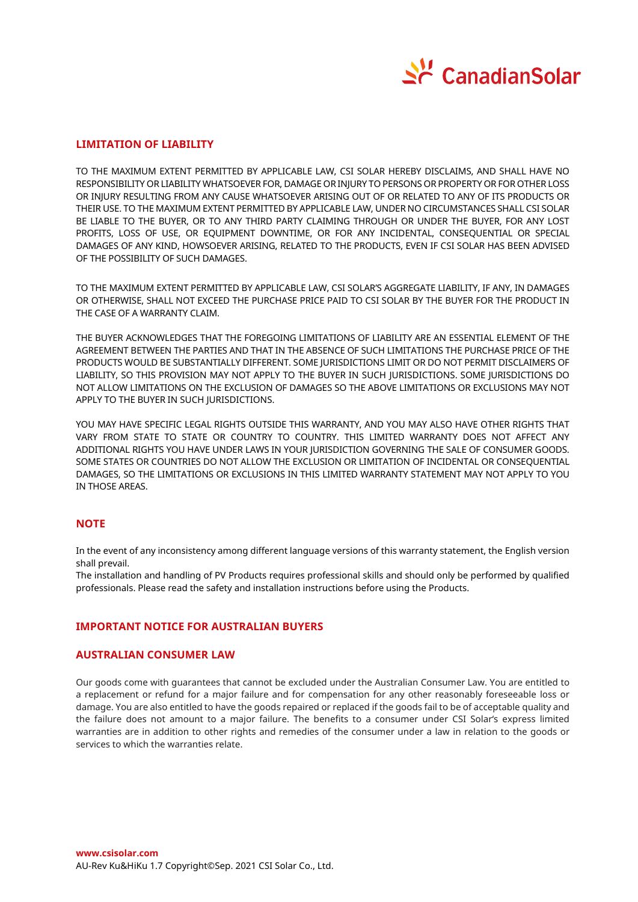## LIMITATION OF LIABILITY

TO THE MAXIMUM EXTENT PERMITTED BY APPLICABLE LAW, CSI SOLAR HEREBY DISCLAIMS, AND SHALL HAVE NO RESPONSIBILITY OR LIABILITY WHATSOEVER FOR, DAMAGE OR INJURY TO PERSONS OR PROPERTY OR FOR OTHER LOSS OR INJURY RESULTING FROM ANY CAUSE WHATSOEVER ARISING OUT OF OR RELATED TO ANY OF ITS PRODUCTS OR THEIR USE. TO THE MAXIMUM EXTENT PERMITTED BY APPLICABLE LAW, UNDER NO CIRCUMSTANCES SHALL CSI SOLAR BE LIABLE TO THE BUYER, OR TO ANY THIRD PARTY CLAIMING THROUGH OR UNDER THE BUYER, FOR ANY LOST PROFITS, LOSS OF USE, OR EQUIPMENT DOWNTIME, OR FOR ANY INCIDENTAL, CONSEQUENTIAL OR SPECIAL DAMAGES OF ANY KIND, HOWSOEVER ARISING, RELATED TO THE PRODUCTS, EVEN IF CSI SOLAR HAS BEEN ADVISED OF THE POSSIBILITY OF SUCH DAMAGES.

TO THE MAXIMUM EXTENT PERMITTED BY APPLICABLE LAW, CSI SOLAR'S AGGREGATE LIABILITY, IF ANY, IN DAMAGES OR OTHERWISE, SHALL NOT EXCEED THE PURCHASE PRICE PAID TO CSI SOLAR BY THE BUYER FOR THE PRODUCT IN THE CASE OF A WARRANTY CLAIM.

THE BUYER ACKNOWLEDGES THAT THE FOREGOING LIMITATIONS OF LIABILITY ARE AN ESSENTIAL ELEMENT OF THE AGREEMENT BETWEEN THE PARTIES AND THAT IN THE ABSENCE OF SUCH LIMITATIONS THE PURCHASE PRICE OF THE PRODUCTS WOULD BE SUBSTANTIALLY DIFFERENT. SOME JURISDICTIONS LIMIT OR DO NOT PERMIT DISCLAIMERS OF LIABILITY, SO THIS PROVISION MAY NOT APPLY TO THE BUYER IN SUCH JURISDICTIONS. SOME JURISDICTIONS DO NOT ALLOW LIMITATIONS ON THE EXCLUSION OF DAMAGES SO THE ABOVE LIMITATIONS OR EXCLUSIONS MAY NOT APPLY TO THE BUYER IN SUCH JURISDICTIONS.

YOU MAY HAVE SPECIFIC LEGAL RIGHTS OUTSIDE THIS WARRANTY, AND YOU MAY ALSO HAVE OTHER RIGHTS THAT VARY FROM STATE TO STATE OR COUNTRY TO COUNTRY. THIS LIMITED WARRANTY DOES NOT AFFECT ANY ADDITIONAL RIGHTS YOU HAVE UNDER LAWS IN YOUR JURISDICTION GOVERNING THE SALE OF CONSUMER GOODS. SOME STATES OR COUNTRIES DO NOT ALLOW THE EXCLUSION OR LIMITATION OF INCIDENTAL OR CONSEQUENTIAL DAMAGES, SO THE LIMITATIONS OR EXCLUSIONS IN THIS LIMITED WARRANTY STATEMENT MAY NOT APPLY TO YOU IN THOSE AREAS.

## NOTE

In the event of any inconsistency among different language versions of this warranty statement, the English version shall prevail.
The installation and handling of PV Products requires professional skills and should only be performed by qualified professionals. Please read the safety and installation instructions before using the Products.

## IMPORTANT NOTICE FOR AUSTRALIAN BUYERS

## AUSTRALIAN CONSUMER LAW

Our goods come with guarantees that cannot be excluded under the Australian Consumer Law. You are entitled to a replacement or refund for a major failure and for compensation for any other reasonably foreseeable loss or damage. You are also entitled to have the goods repaired or replaced if the goods fail to be of acceptable quality and the failure does not amount to a major failure. The benefits to a consumer under CSI Solar's express limited warranties are in addition to other rights and remedies of the consumer under a law in relation to the goods or services to which the warranties relate.

**www.csisolar.com**
AU-Rev Ku&HiKu 1.7 Copyright©Sep. 2021 CSI Solar Co., Ltd.